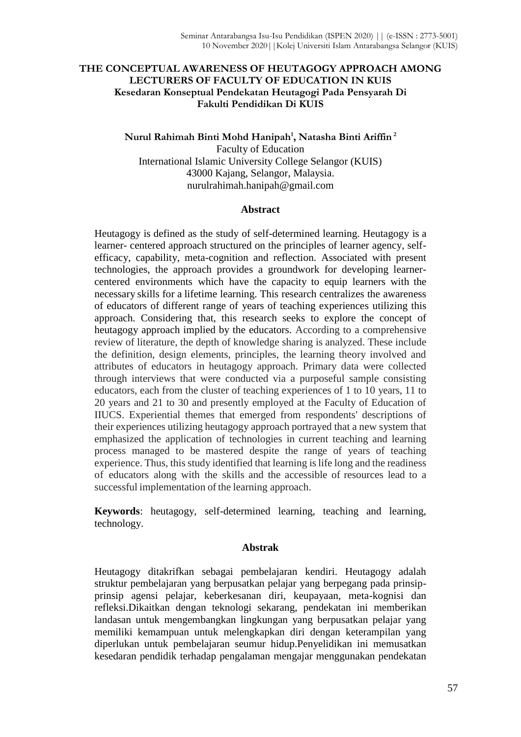# THE CONCEPTUAL AWARENESS OF HEUTAGOGY APPROACH AMONG LECTURERS OF FACULTY OF EDUCATION IN KUIS

## Kesedaran Konseptual Pendekatan Heutagogi Pada Pensyarah Di Fakulti Pendidikan Di KUIS

**Nurul Rahimah Binti Mohd Hanipah[1], Natasha Binti Ariffin[2]**

Faculty of Education
International Islamic University College Selangor (KUIS)
43000 Kajang, Selangor, Malaysia.
nurulrahimah.hanipah@gmail.com

### Abstract

Heutagogy is defined as the study of self-determined learning. Heutagogy is a learner- centered approach structured on the principles of learner agency, self-efficacy, capability, meta-cognition and reflection. Associated with present technologies, the approach provides a groundwork for developing learner-centered environments which have the capacity to equip learners with the necessary skills for a lifetime learning. This research centralizes the awareness of educators of different range of years of teaching experiences utilizing this approach. Considering that, this research seeks to explore the concept of heutagogy approach implied by the educators. According to a comprehensive review of literature, the depth of knowledge sharing is analyzed. These include the definition, design elements, principles, the learning theory involved and attributes of educators in heutagogy approach. Primary data were collected through interviews that were conducted via a purposeful sample consisting educators, each from the cluster of teaching experiences of 1 to 10 years, 11 to 20 years and 21 to 30 and presently employed at the Faculty of Education of IIUCS. Experiential themes that emerged from respondents' descriptions of their experiences utilizing heutagogy approach portrayed that a new system that emphasized the application of technologies in current teaching and learning process managed to be mastered despite the range of years of teaching experience. Thus, this study identified that learning is life long and the readiness of educators along with the skills and the accessible of resources lead to a successful implementation of the learning approach.

**Keywords**: heutagogy, self-determined learning, teaching and learning, technology.

### Abstrak

Heutagogy ditakrifkan sebagai pembelajaran kendiri. Heutagogy adalah struktur pembelajaran yang berpusatkan pelajar yang berpegang pada prinsip-prinsip agensi pelajar, keberkesanan diri, keupayaan, meta-kognisi dan refleksi.Dikaitkan dengan teknologi sekarang, pendekatan ini memberikan landasan untuk mengembangkan lingkungan yang berpusatkan pelajar yang memiliki kemampuan untuk melengkapkan diri dengan keterampilan yang diperlukan untuk pembelajaran seumur hidup.Penyelidikan ini memusatkan kesedaran pendidik terhadap pengalaman mengajar menggunakan pendekatan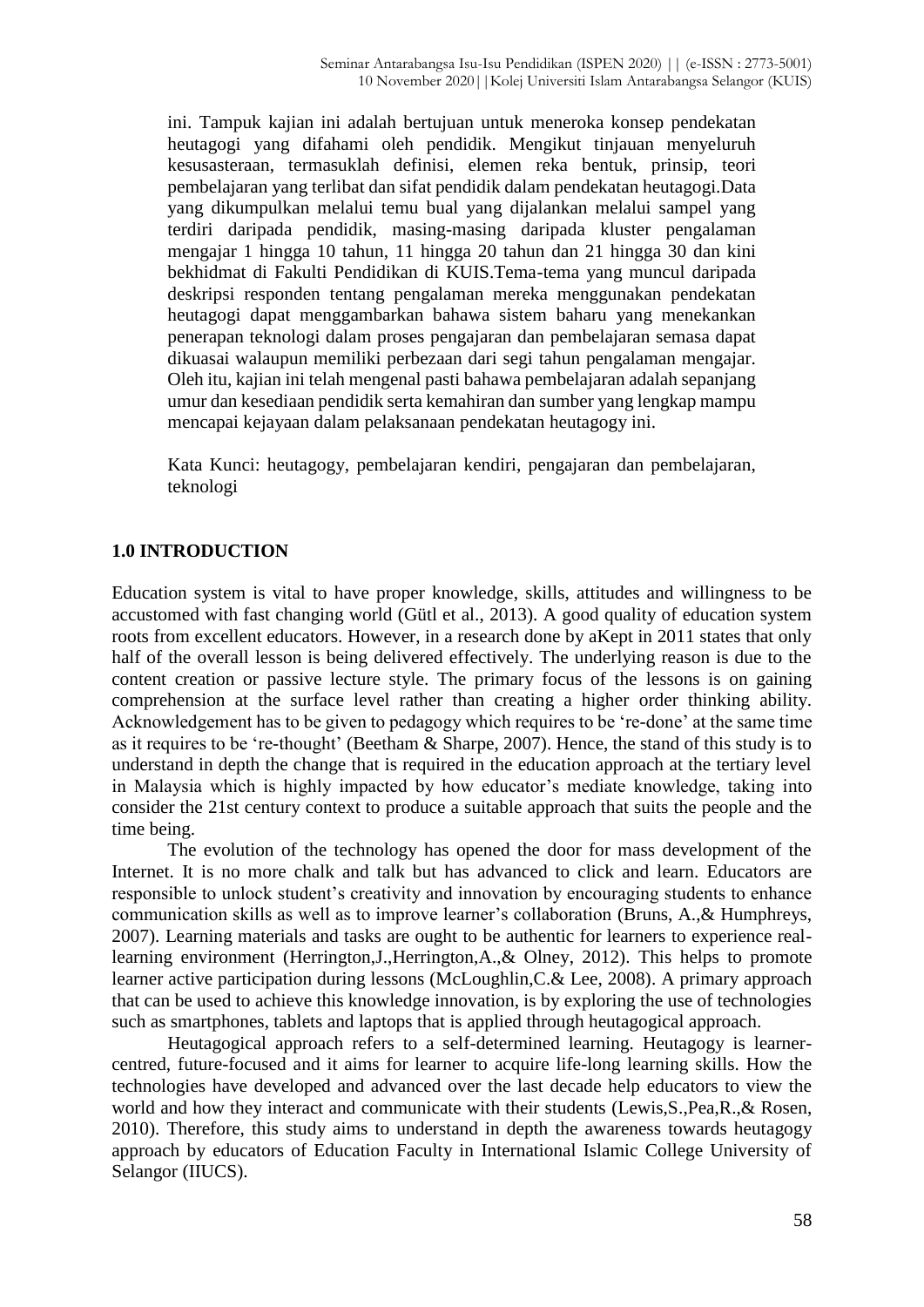ini. Tampuk kajian ini adalah bertujuan untuk meneroka konsep pendekatan heutagogi yang difahami oleh pendidik. Mengikut tinjauan menyeluruh kesusasteraan, termasuklah definisi, elemen reka bentuk, prinsip, teori pembelajaran yang terlibat dan sifat pendidik dalam pendekatan heutagogi.Data yang dikumpulkan melalui temu bual yang dijalankan melalui sampel yang terdiri daripada pendidik, masing-masing daripada kluster pengalaman mengajar 1 hingga 10 tahun, 11 hingga 20 tahun dan 21 hingga 30 dan kini bekhidmat di Fakulti Pendidikan di KUIS.Tema-tema yang muncul daripada deskripsi responden tentang pengalaman mereka menggunakan pendekatan heutagogi dapat menggambarkan bahawa sistem baharu yang menekankan penerapan teknologi dalam proses pengajaran dan pembelajaran semasa dapat dikuasai walaupun memiliki perbezaan dari segi tahun pengalaman mengajar. Oleh itu, kajian ini telah mengenal pasti bahawa pembelajaran adalah sepanjang umur dan kesediaan pendidik serta kemahiran dan sumber yang lengkap mampu mencapai kejayaan dalam pelaksanaan pendekatan heutagogy ini.

Kata Kunci: heutagogy, pembelajaran kendiri, pengajaran dan pembelajaran, teknologi

## 1.0 INTRODUCTION

Education system is vital to have proper knowledge, skills, attitudes and willingness to be accustomed with fast changing world (Gütl et al., 2013). A good quality of education system roots from excellent educators. However, in a research done by aKept in 2011 states that only half of the overall lesson is being delivered effectively. The underlying reason is due to the content creation or passive lecture style. The primary focus of the lessons is on gaining comprehension at the surface level rather than creating a higher order thinking ability. Acknowledgement has to be given to pedagogy which requires to be 're-done' at the same time as it requires to be 're-thought' (Beetham & Sharpe, 2007). Hence, the stand of this study is to understand in depth the change that is required in the education approach at the tertiary level in Malaysia which is highly impacted by how educator's mediate knowledge, taking into consider the 21st century context to produce a suitable approach that suits the people and the time being.

The evolution of the technology has opened the door for mass development of the Internet. It is no more chalk and talk but has advanced to click and learn. Educators are responsible to unlock student's creativity and innovation by encouraging students to enhance communication skills as well as to improve learner's collaboration (Bruns, A.,& Humphreys, 2007). Learning materials and tasks are ought to be authentic for learners to experience real-learning environment (Herrington,J.,Herrington,A.,& Olney, 2012). This helps to promote learner active participation during lessons (McLoughlin,C.& Lee, 2008). A primary approach that can be used to achieve this knowledge innovation, is by exploring the use of technologies such as smartphones, tablets and laptops that is applied through heutagogical approach.

Heutagogical approach refers to a self-determined learning. Heutagogy is learner-centred, future-focused and it aims for learner to acquire life-long learning skills. How the technologies have developed and advanced over the last decade help educators to view the world and how they interact and communicate with their students (Lewis,S.,Pea,R.,& Rosen, 2010). Therefore, this study aims to understand in depth the awareness towards heutagogy approach by educators of Education Faculty in International Islamic College University of Selangor (IIUCS).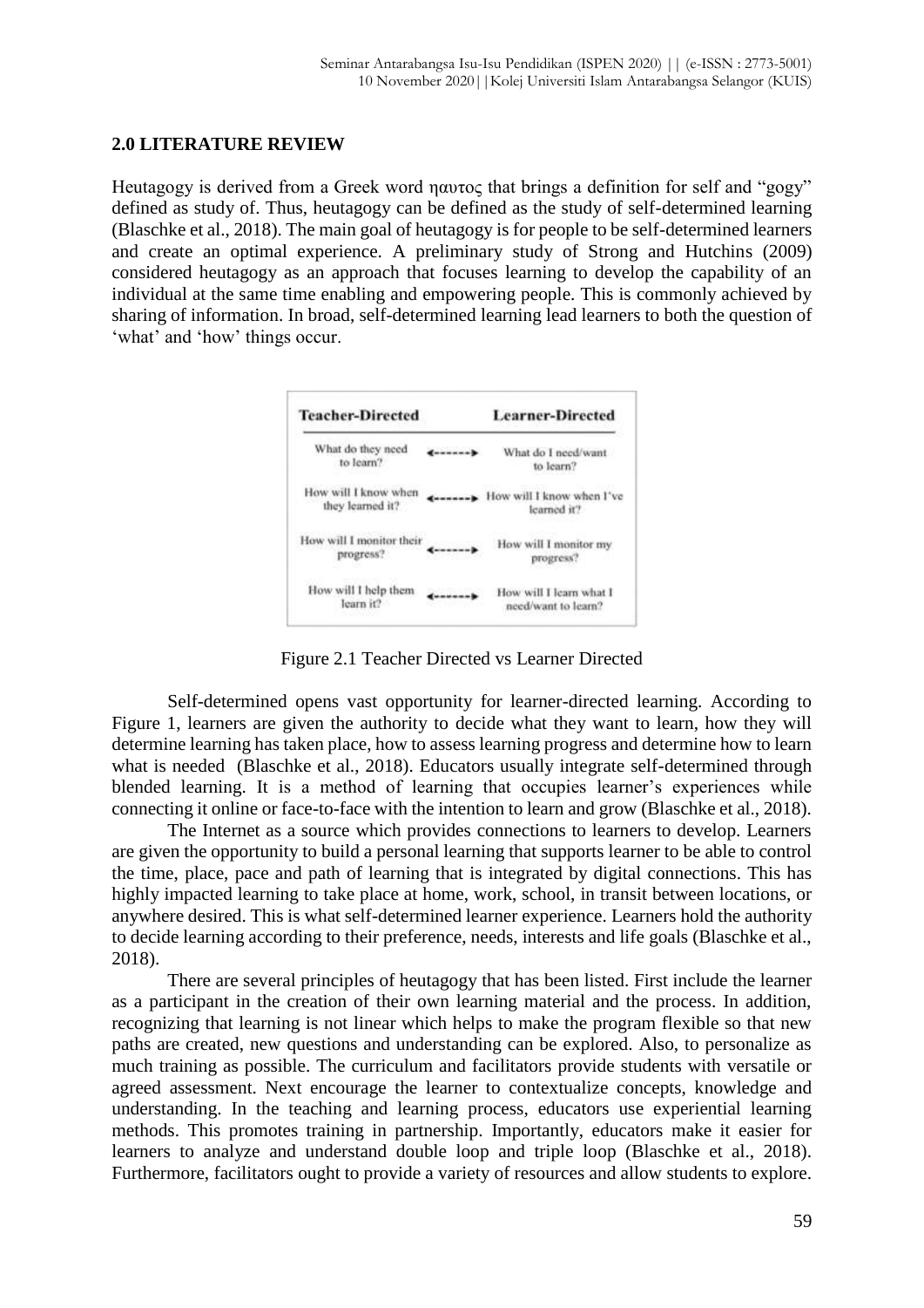## 2.0 LITERATURE REVIEW

Heutagogy is derived from a Greek word ηαυτος that brings a definition for self and "gogy" defined as study of. Thus, heutagogy can be defined as the study of self-determined learning (Blaschke et al., 2018). The main goal of heutagogy is for people to be self-determined learners and create an optimal experience. A preliminary study of Strong and Hutchins (2009) considered heutagogy as an approach that focuses learning to develop the capability of an individual at the same time enabling and empowering people. This is commonly achieved by sharing of information. In broad, self-determined learning lead learners to both the question of 'what' and 'how' things occur.

| Teacher-Directed | | Learner-Directed |
|---|---|---|
| What do they need to learn? | <-------> | What do I need/want to learn? |
| How will I know when they learned it? | <-------> | How will I know when I've learned it? |
| How will I monitor their progress? | <-------> | How will I monitor my progress? |
| How will I help them learn it? | <-------> | How will I learn what I need/want to learn? |

Figure 2.1 Teacher Directed vs Learner Directed

Self-determined opens vast opportunity for learner-directed learning. According to Figure 1, learners are given the authority to decide what they want to learn, how they will determine learning has taken place, how to assess learning progress and determine how to learn what is needed (Blaschke et al., 2018). Educators usually integrate self-determined through blended learning. It is a method of learning that occupies learner's experiences while connecting it online or face-to-face with the intention to learn and grow (Blaschke et al., 2018).

The Internet as a source which provides connections to learners to develop. Learners are given the opportunity to build a personal learning that supports learner to be able to control the time, place, pace and path of learning that is integrated by digital connections. This has highly impacted learning to take place at home, work, school, in transit between locations, or anywhere desired. This is what self-determined learner experience. Learners hold the authority to decide learning according to their preference, needs, interests and life goals (Blaschke et al., 2018).

There are several principles of heutagogy that has been listed. First include the learner as a participant in the creation of their own learning material and the process. In addition, recognizing that learning is not linear which helps to make the program flexible so that new paths are created, new questions and understanding can be explored. Also, to personalize as much training as possible. The curriculum and facilitators provide students with versatile or agreed assessment. Next encourage the learner to contextualize concepts, knowledge and understanding. In the teaching and learning process, educators use experiential learning methods. This promotes training in partnership. Importantly, educators make it easier for learners to analyze and understand double loop and triple loop (Blaschke et al., 2018). Furthermore, facilitators ought to provide a variety of resources and allow students to explore.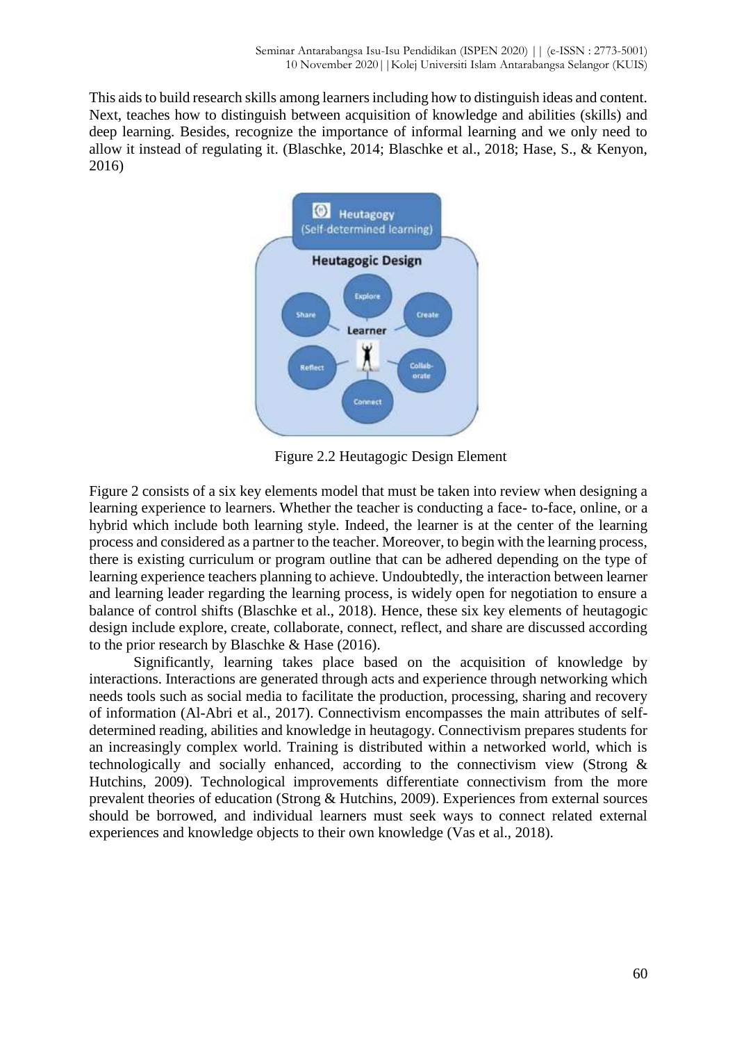This aids to build research skills among learners including how to distinguish ideas and content. Next, teaches how to distinguish between acquisition of knowledge and abilities (skills) and deep learning. Besides, recognize the importance of informal learning and we only need to allow it instead of regulating it. (Blaschke, 2014; Blaschke et al., 2018; Hase, S., & Kenyon, 2016)

Figure 2.2 Heutagogic Design Element

Figure 2 consists of a six key elements model that must be taken into review when designing a learning experience to learners. Whether the teacher is conducting a face- to-face, online, or a hybrid which include both learning style. Indeed, the learner is at the center of the learning process and considered as a partner to the teacher. Moreover, to begin with the learning process, there is existing curriculum or program outline that can be adhered depending on the type of learning experience teachers planning to achieve. Undoubtedly, the interaction between learner and learning leader regarding the learning process, is widely open for negotiation to ensure a balance of control shifts (Blaschke et al., 2018). Hence, these six key elements of heutagogic design include explore, create, collaborate, connect, reflect, and share are discussed according to the prior research by Blaschke & Hase (2016).

Significantly, learning takes place based on the acquisition of knowledge by interactions. Interactions are generated through acts and experience through networking which needs tools such as social media to facilitate the production, processing, sharing and recovery of information (Al-Abri et al., 2017). Connectivism encompasses the main attributes of self-determined reading, abilities and knowledge in heutagogy. Connectivism prepares students for an increasingly complex world. Training is distributed within a networked world, which is technologically and socially enhanced, according to the connectivism view (Strong & Hutchins, 2009). Technological improvements differentiate connectivism from the more prevalent theories of education (Strong & Hutchins, 2009). Experiences from external sources should be borrowed, and individual learners must seek ways to connect related external experiences and knowledge objects to their own knowledge (Vas et al., 2018).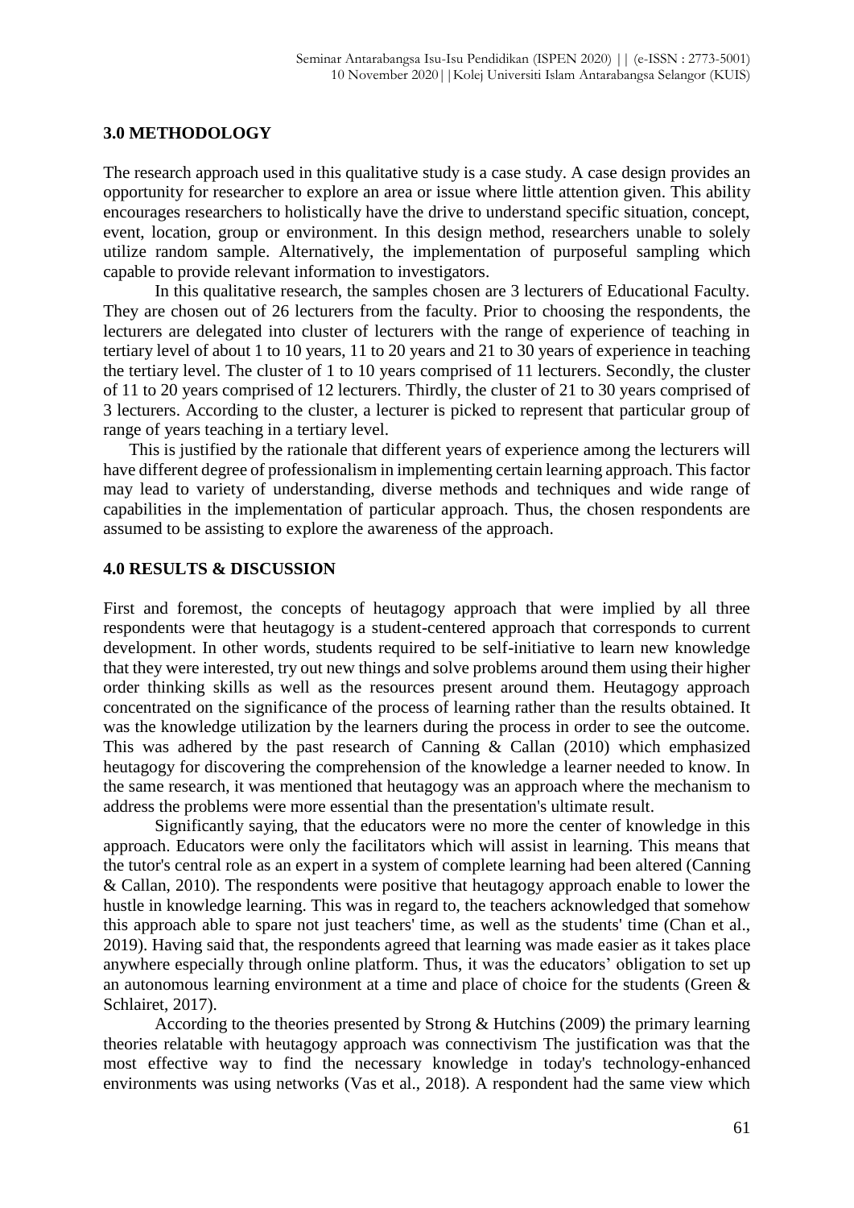## 3.0 METHODOLOGY

The research approach used in this qualitative study is a case study. A case design provides an opportunity for researcher to explore an area or issue where little attention given. This ability encourages researchers to holistically have the drive to understand specific situation, concept, event, location, group or environment. In this design method, researchers unable to solely utilize random sample. Alternatively, the implementation of purposeful sampling which capable to provide relevant information to investigators.

In this qualitative research, the samples chosen are 3 lecturers of Educational Faculty. They are chosen out of 26 lecturers from the faculty. Prior to choosing the respondents, the lecturers are delegated into cluster of lecturers with the range of experience of teaching in tertiary level of about 1 to 10 years, 11 to 20 years and 21 to 30 years of experience in teaching the tertiary level. The cluster of 1 to 10 years comprised of 11 lecturers. Secondly, the cluster of 11 to 20 years comprised of 12 lecturers. Thirdly, the cluster of 21 to 30 years comprised of 3 lecturers. According to the cluster, a lecturer is picked to represent that particular group of range of years teaching in a tertiary level.

This is justified by the rationale that different years of experience among the lecturers will have different degree of professionalism in implementing certain learning approach. This factor may lead to variety of understanding, diverse methods and techniques and wide range of capabilities in the implementation of particular approach. Thus, the chosen respondents are assumed to be assisting to explore the awareness of the approach.

## 4.0 RESULTS & DISCUSSION

First and foremost, the concepts of heutagogy approach that were implied by all three respondents were that heutagogy is a student-centered approach that corresponds to current development. In other words, students required to be self-initiative to learn new knowledge that they were interested, try out new things and solve problems around them using their higher order thinking skills as well as the resources present around them. Heutagogy approach concentrated on the significance of the process of learning rather than the results obtained. It was the knowledge utilization by the learners during the process in order to see the outcome. This was adhered by the past research of Canning & Callan (2010) which emphasized heutagogy for discovering the comprehension of the knowledge a learner needed to know. In the same research, it was mentioned that heutagogy was an approach where the mechanism to address the problems were more essential than the presentation's ultimate result.

Significantly saying, that the educators were no more the center of knowledge in this approach. Educators were only the facilitators which will assist in learning. This means that the tutor's central role as an expert in a system of complete learning had been altered (Canning & Callan, 2010). The respondents were positive that heutagogy approach enable to lower the hustle in knowledge learning. This was in regard to, the teachers acknowledged that somehow this approach able to spare not just teachers' time, as well as the students' time (Chan et al., 2019). Having said that, the respondents agreed that learning was made easier as it takes place anywhere especially through online platform. Thus, it was the educators' obligation to set up an autonomous learning environment at a time and place of choice for the students (Green & Schlairet, 2017).

According to the theories presented by Strong & Hutchins (2009) the primary learning theories relatable with heutagogy approach was connectivism The justification was that the most effective way to find the necessary knowledge in today's technology-enhanced environments was using networks (Vas et al., 2018). A respondent had the same view which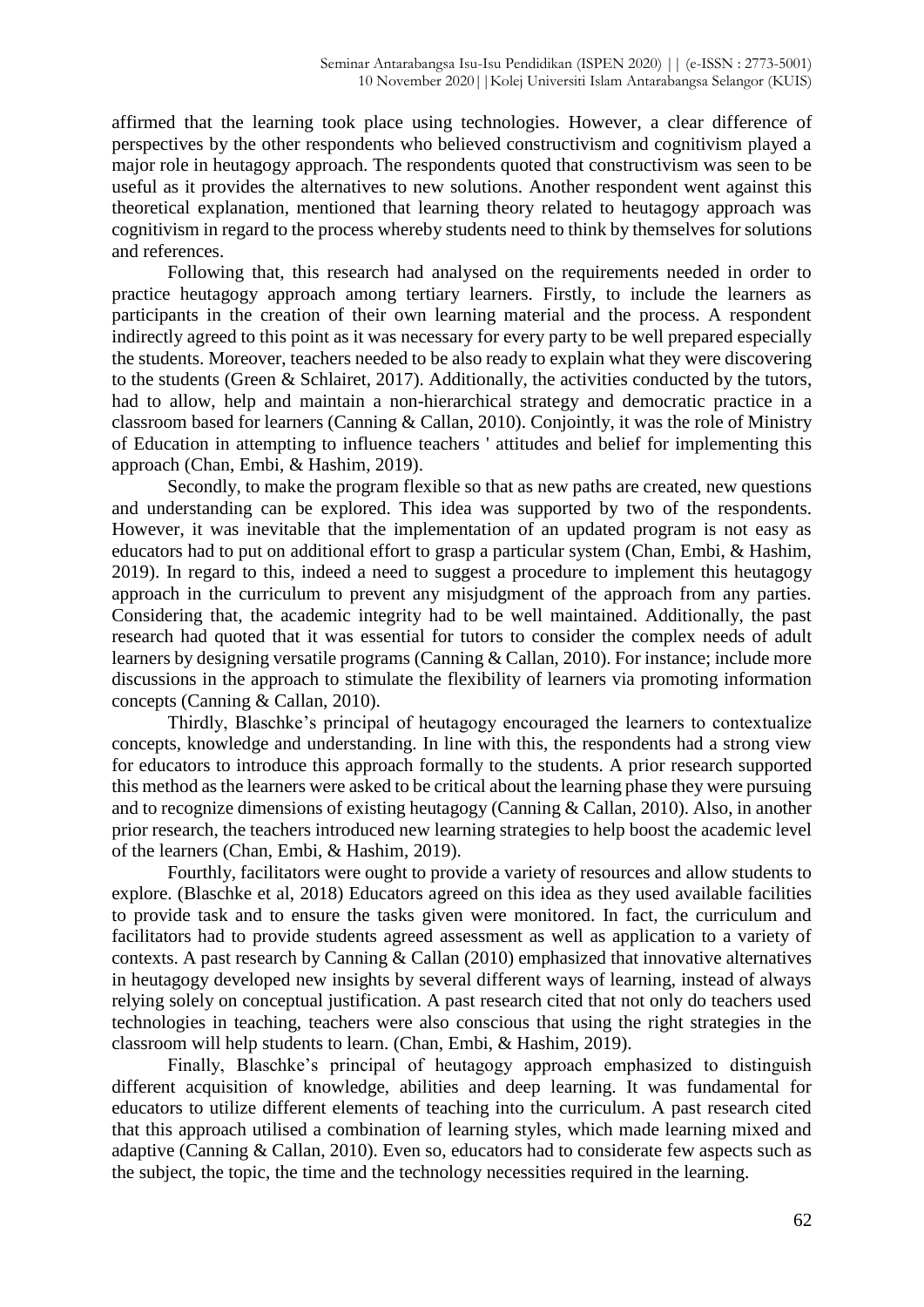affirmed that the learning took place using technologies. However, a clear difference of perspectives by the other respondents who believed constructivism and cognitivism played a major role in heutagogy approach. The respondents quoted that constructivism was seen to be useful as it provides the alternatives to new solutions. Another respondent went against this theoretical explanation, mentioned that learning theory related to heutagogy approach was cognitivism in regard to the process whereby students need to think by themselves for solutions and references.

Following that, this research had analysed on the requirements needed in order to practice heutagogy approach among tertiary learners. Firstly, to include the learners as participants in the creation of their own learning material and the process. A respondent indirectly agreed to this point as it was necessary for every party to be well prepared especially the students. Moreover, teachers needed to be also ready to explain what they were discovering to the students (Green & Schlairet, 2017). Additionally, the activities conducted by the tutors, had to allow, help and maintain a non-hierarchical strategy and democratic practice in a classroom based for learners (Canning & Callan, 2010). Conjointly, it was the role of Ministry of Education in attempting to influence teachers ' attitudes and belief for implementing this approach (Chan, Embi, & Hashim, 2019).

Secondly, to make the program flexible so that as new paths are created, new questions and understanding can be explored. This idea was supported by two of the respondents. However, it was inevitable that the implementation of an updated program is not easy as educators had to put on additional effort to grasp a particular system (Chan, Embi, & Hashim, 2019). In regard to this, indeed a need to suggest a procedure to implement this heutagogy approach in the curriculum to prevent any misjudgment of the approach from any parties. Considering that, the academic integrity had to be well maintained. Additionally, the past research had quoted that it was essential for tutors to consider the complex needs of adult learners by designing versatile programs (Canning & Callan, 2010). For instance; include more discussions in the approach to stimulate the flexibility of learners via promoting information concepts (Canning & Callan, 2010).

Thirdly, Blaschke's principal of heutagogy encouraged the learners to contextualize concepts, knowledge and understanding. In line with this, the respondents had a strong view for educators to introduce this approach formally to the students. A prior research supported this method as the learners were asked to be critical about the learning phase they were pursuing and to recognize dimensions of existing heutagogy (Canning & Callan, 2010). Also, in another prior research, the teachers introduced new learning strategies to help boost the academic level of the learners (Chan, Embi, & Hashim, 2019).

Fourthly, facilitators were ought to provide a variety of resources and allow students to explore. (Blaschke et al, 2018) Educators agreed on this idea as they used available facilities to provide task and to ensure the tasks given were monitored. In fact, the curriculum and facilitators had to provide students agreed assessment as well as application to a variety of contexts. A past research by Canning & Callan (2010) emphasized that innovative alternatives in heutagogy developed new insights by several different ways of learning, instead of always relying solely on conceptual justification. A past research cited that not only do teachers used technologies in teaching, teachers were also conscious that using the right strategies in the classroom will help students to learn. (Chan, Embi, & Hashim, 2019).

Finally, Blaschke's principal of heutagogy approach emphasized to distinguish different acquisition of knowledge, abilities and deep learning. It was fundamental for educators to utilize different elements of teaching into the curriculum. A past research cited that this approach utilised a combination of learning styles, which made learning mixed and adaptive (Canning & Callan, 2010). Even so, educators had to considerate few aspects such as the subject, the topic, the time and the technology necessities required in the learning.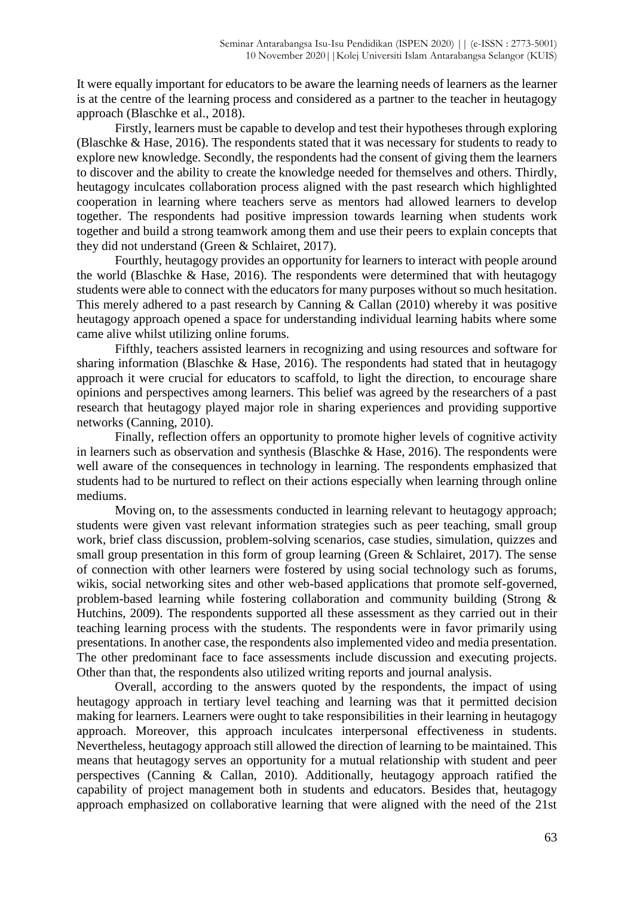It were equally important for educators to be aware the learning needs of learners as the learner is at the centre of the learning process and considered as a partner to the teacher in heutagogy approach (Blaschke et al., 2018).

Firstly, learners must be capable to develop and test their hypotheses through exploring (Blaschke & Hase, 2016). The respondents stated that it was necessary for students to ready to explore new knowledge. Secondly, the respondents had the consent of giving them the learners to discover and the ability to create the knowledge needed for themselves and others. Thirdly, heutagogy inculcates collaboration process aligned with the past research which highlighted cooperation in learning where teachers serve as mentors had allowed learners to develop together. The respondents had positive impression towards learning when students work together and build a strong teamwork among them and use their peers to explain concepts that they did not understand (Green & Schlairet, 2017).

Fourthly, heutagogy provides an opportunity for learners to interact with people around the world (Blaschke & Hase, 2016). The respondents were determined that with heutagogy students were able to connect with the educators for many purposes without so much hesitation. This merely adhered to a past research by Canning & Callan (2010) whereby it was positive heutagogy approach opened a space for understanding individual learning habits where some came alive whilst utilizing online forums.

Fifthly, teachers assisted learners in recognizing and using resources and software for sharing information (Blaschke & Hase, 2016). The respondents had stated that in heutagogy approach it were crucial for educators to scaffold, to light the direction, to encourage share opinions and perspectives among learners. This belief was agreed by the researchers of a past research that heutagogy played major role in sharing experiences and providing supportive networks (Canning, 2010).

Finally, reflection offers an opportunity to promote higher levels of cognitive activity in learners such as observation and synthesis (Blaschke & Hase, 2016). The respondents were well aware of the consequences in technology in learning. The respondents emphasized that students had to be nurtured to reflect on their actions especially when learning through online mediums.

Moving on, to the assessments conducted in learning relevant to heutagogy approach; students were given vast relevant information strategies such as peer teaching, small group work, brief class discussion, problem-solving scenarios, case studies, simulation, quizzes and small group presentation in this form of group learning (Green & Schlairet, 2017). The sense of connection with other learners were fostered by using social technology such as forums, wikis, social networking sites and other web-based applications that promote self-governed, problem-based learning while fostering collaboration and community building (Strong & Hutchins, 2009). The respondents supported all these assessment as they carried out in their teaching learning process with the students. The respondents were in favor primarily using presentations. In another case, the respondents also implemented video and media presentation. The other predominant face to face assessments include discussion and executing projects. Other than that, the respondents also utilized writing reports and journal analysis.

Overall, according to the answers quoted by the respondents, the impact of using heutagogy approach in tertiary level teaching and learning was that it permitted decision making for learners. Learners were ought to take responsibilities in their learning in heutagogy approach. Moreover, this approach inculcates interpersonal effectiveness in students. Nevertheless, heutagogy approach still allowed the direction of learning to be maintained. This means that heutagogy serves an opportunity for a mutual relationship with student and peer perspectives (Canning & Callan, 2010). Additionally, heutagogy approach ratified the capability of project management both in students and educators. Besides that, heutagogy approach emphasized on collaborative learning that were aligned with the need of the 21st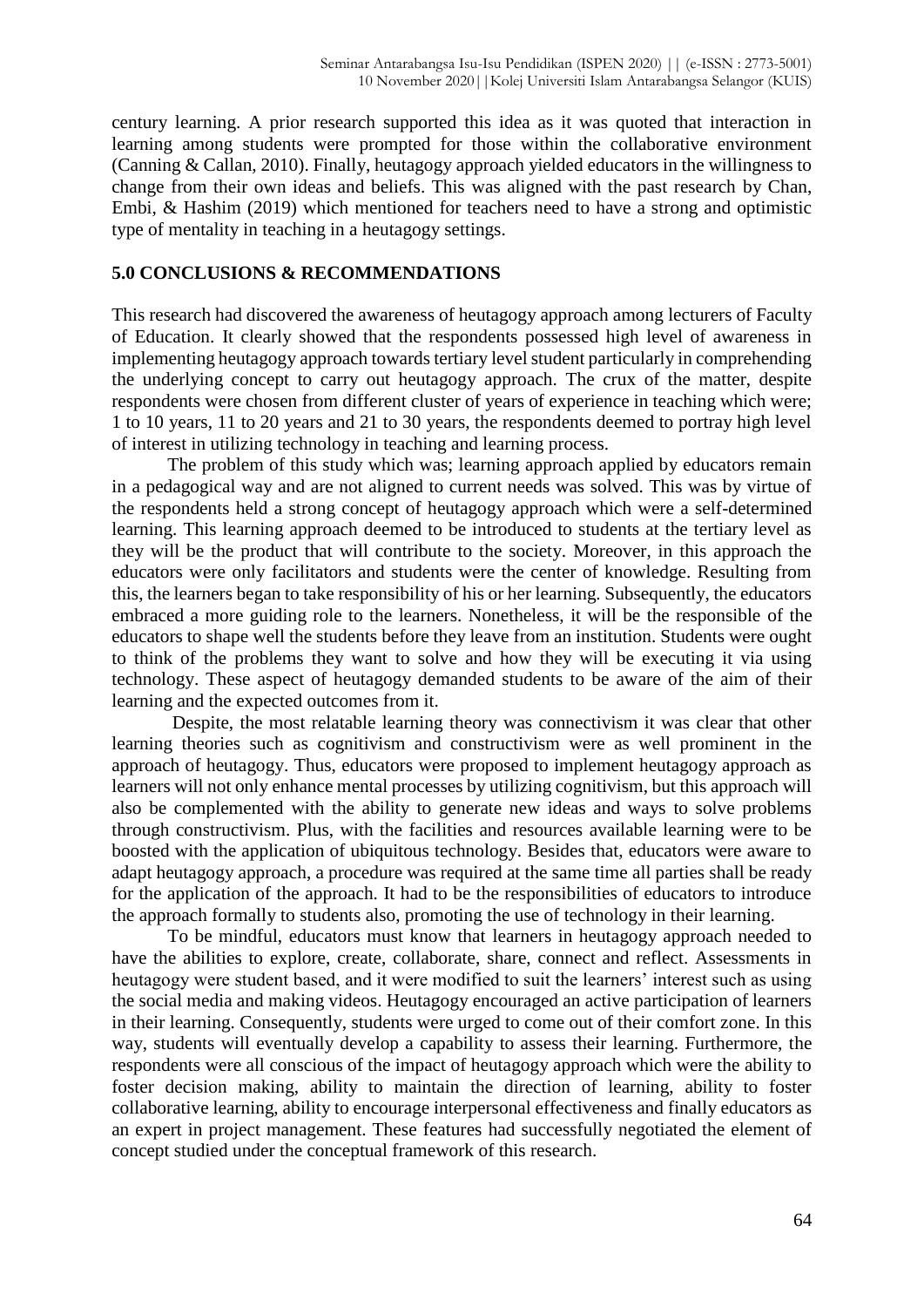century learning. A prior research supported this idea as it was quoted that interaction in learning among students were prompted for those within the collaborative environment (Canning & Callan, 2010). Finally, heutagogy approach yielded educators in the willingness to change from their own ideas and beliefs. This was aligned with the past research by Chan, Embi, & Hashim (2019) which mentioned for teachers need to have a strong and optimistic type of mentality in teaching in a heutagogy settings.

## 5.0 CONCLUSIONS & RECOMMENDATIONS

This research had discovered the awareness of heutagogy approach among lecturers of Faculty of Education. It clearly showed that the respondents possessed high level of awareness in implementing heutagogy approach towards tertiary level student particularly in comprehending the underlying concept to carry out heutagogy approach. The crux of the matter, despite respondents were chosen from different cluster of years of experience in teaching which were; 1 to 10 years, 11 to 20 years and 21 to 30 years, the respondents deemed to portray high level of interest in utilizing technology in teaching and learning process.

The problem of this study which was; learning approach applied by educators remain in a pedagogical way and are not aligned to current needs was solved. This was by virtue of the respondents held a strong concept of heutagogy approach which were a self-determined learning. This learning approach deemed to be introduced to students at the tertiary level as they will be the product that will contribute to the society. Moreover, in this approach the educators were only facilitators and students were the center of knowledge. Resulting from this, the learners began to take responsibility of his or her learning. Subsequently, the educators embraced a more guiding role to the learners. Nonetheless, it will be the responsible of the educators to shape well the students before they leave from an institution. Students were ought to think of the problems they want to solve and how they will be executing it via using technology. These aspect of heutagogy demanded students to be aware of the aim of their learning and the expected outcomes from it.

Despite, the most relatable learning theory was connectivism it was clear that other learning theories such as cognitivism and constructivism were as well prominent in the approach of heutagogy. Thus, educators were proposed to implement heutagogy approach as learners will not only enhance mental processes by utilizing cognitivism, but this approach will also be complemented with the ability to generate new ideas and ways to solve problems through constructivism. Plus, with the facilities and resources available learning were to be boosted with the application of ubiquitous technology. Besides that, educators were aware to adapt heutagogy approach, a procedure was required at the same time all parties shall be ready for the application of the approach. It had to be the responsibilities of educators to introduce the approach formally to students also, promoting the use of technology in their learning.

To be mindful, educators must know that learners in heutagogy approach needed to have the abilities to explore, create, collaborate, share, connect and reflect. Assessments in heutagogy were student based, and it were modified to suit the learners' interest such as using the social media and making videos. Heutagogy encouraged an active participation of learners in their learning. Consequently, students were urged to come out of their comfort zone. In this way, students will eventually develop a capability to assess their learning. Furthermore, the respondents were all conscious of the impact of heutagogy approach which were the ability to foster decision making, ability to maintain the direction of learning, ability to foster collaborative learning, ability to encourage interpersonal effectiveness and finally educators as an expert in project management. These features had successfully negotiated the element of concept studied under the conceptual framework of this research.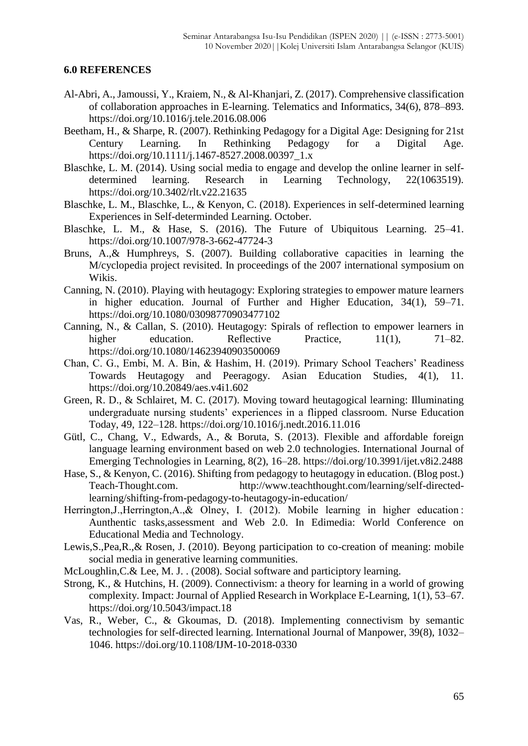### 6.0 REFERENCES

Al-Abri, A., Jamoussi, Y., Kraiem, N., & Al-Khanjari, Z. (2017). Comprehensive classification of collaboration approaches in E-learning. Telematics and Informatics, 34(6), 878–893. https://doi.org/10.1016/j.tele.2016.08.006

Beetham, H., & Sharpe, R. (2007). Rethinking Pedagogy for a Digital Age: Designing for 21st Century Learning. In Rethinking Pedagogy for a Digital Age. https://doi.org/10.1111/j.1467-8527.2008.00397_1.x

Blaschke, L. M. (2014). Using social media to engage and develop the online learner in self-determined learning. Research in Learning Technology, 22(1063519). https://doi.org/10.3402/rlt.v22.21635

Blaschke, L. M., Blaschke, L., & Kenyon, C. (2018). Experiences in self-determined learning Experiences in Self-determinded Learning. October.

Blaschke, L. M., & Hase, S. (2016). The Future of Ubiquitous Learning. 25–41. https://doi.org/10.1007/978-3-662-47724-3

Bruns, A.,& Humphreys, S. (2007). Building collaborative capacities in learning the M/cyclopedia project revisited. In proceedings of the 2007 international symposium on Wikis.

Canning, N. (2010). Playing with heutagogy: Exploring strategies to empower mature learners in higher education. Journal of Further and Higher Education, 34(1), 59–71. https://doi.org/10.1080/03098770903477102

Canning, N., & Callan, S. (2010). Heutagogy: Spirals of reflection to empower learners in higher education. Reflective Practice, 11(1), 71–82. https://doi.org/10.1080/14623940903500069

Chan, C. G., Embi, M. A. Bin, & Hashim, H. (2019). Primary School Teachers' Readiness Towards Heutagogy and Peeragogy. Asian Education Studies, 4(1), 11. https://doi.org/10.20849/aes.v4i1.602

Green, R. D., & Schlairet, M. C. (2017). Moving toward heutagogical learning: Illuminating undergraduate nursing students' experiences in a flipped classroom. Nurse Education Today, 49, 122–128. https://doi.org/10.1016/j.nedt.2016.11.016

Gütl, C., Chang, V., Edwards, A., & Boruta, S. (2013). Flexible and affordable foreign language learning environment based on web 2.0 technologies. International Journal of Emerging Technologies in Learning, 8(2), 16–28. https://doi.org/10.3991/ijet.v8i2.2488

Hase, S., & Kenyon, C. (2016). Shifting from pedagogy to heutagogy in education. (Blog post.) Teach-Thought.com. http://www.teachthought.com/learning/self-directed-learning/shifting-from-pedagogy-to-heutagogy-in-education/

Herrington,J.,Herrington,A.,& Olney, I. (2012). Mobile learning in higher education : Aunthentic tasks,assessment and Web 2.0. In Edimedia: World Conference on Educational Media and Technology.

Lewis,S.,Pea,R.,& Rosen, J. (2010). Beyong participation to co-creation of meaning: mobile social media in generative learning communities.

McLoughlin,C.& Lee, M. J. . (2008). Social software and participtory learning.

Strong, K., & Hutchins, H. (2009). Connectivism: a theory for learning in a world of growing complexity. Impact: Journal of Applied Research in Workplace E-Learning, 1(1), 53–67. https://doi.org/10.5043/impact.18

Vas, R., Weber, C., & Gkoumas, D. (2018). Implementing connectivism by semantic technologies for self-directed learning. International Journal of Manpower, 39(8), 1032–1046. https://doi.org/10.1108/IJM-10-2018-0330